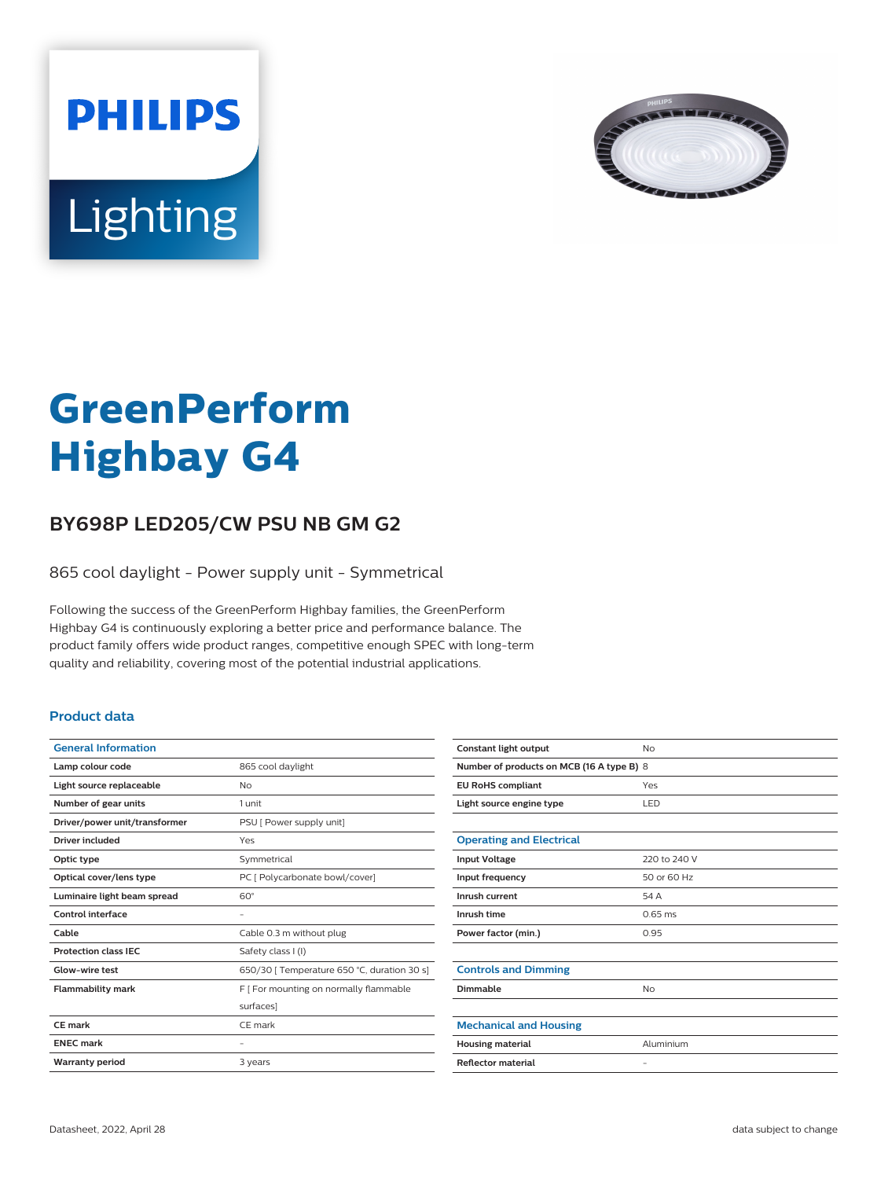# GreenPerform Highbay G4

## BY698P LED205/CW PSU NB GM G2

865 cool daylight - Power supply unit - Symmetrical

Following the success of the GreenPerform Highbay families, the GreenPerform Highbay G4 is continuously exploring a better price and performance balance. The product family offers wide product ranges, competitive enough SPEC with long-term quality and reliability, covering most of the potential industrial applications.

### Product data

| General Information | |
|---|---|
| Lamp colour code | 865 cool daylight |
| Light source replaceable | No |
| Number of gear units | 1 unit |
| Driver/power unit/transformer | PSU [ Power supply unit] |
| Driver included | Yes |
| Optic type | Symmetrical |
| Optical cover/lens type | PC [ Polycarbonate bowl/cover] |
| Luminaire light beam spread | 60° |
| Control interface | - |
| Cable | Cable 0.3 m without plug |
| Protection class IEC | Safety class I (I) |
| Glow-wire test | 650/30 [ Temperature 650 °C, duration 30 s] |
| Flammability mark | F [ For mounting on normally flammable surfaces] |
| CE mark | CE mark |
| ENEC mark | - |
| Warranty period | 3 years |
| Constant light output | No |
| Number of products on MCB (16 A type B) | 8 |
| EU RoHS compliant | Yes |
| Light source engine type | LED |

| Operating and Electrical | |
|---|---|
| Input Voltage | 220 to 240 V |
| Input frequency | 50 or 60 Hz |
| Inrush current | 54 A |
| Inrush time | 0.65 ms |
| Power factor (min.) | 0.95 |

| Controls and Dimming | |
|---|---|
| Dimmable | No |

| Mechanical and Housing | |
|---|---|
| Housing material | Aluminium |
| Reflector material | - |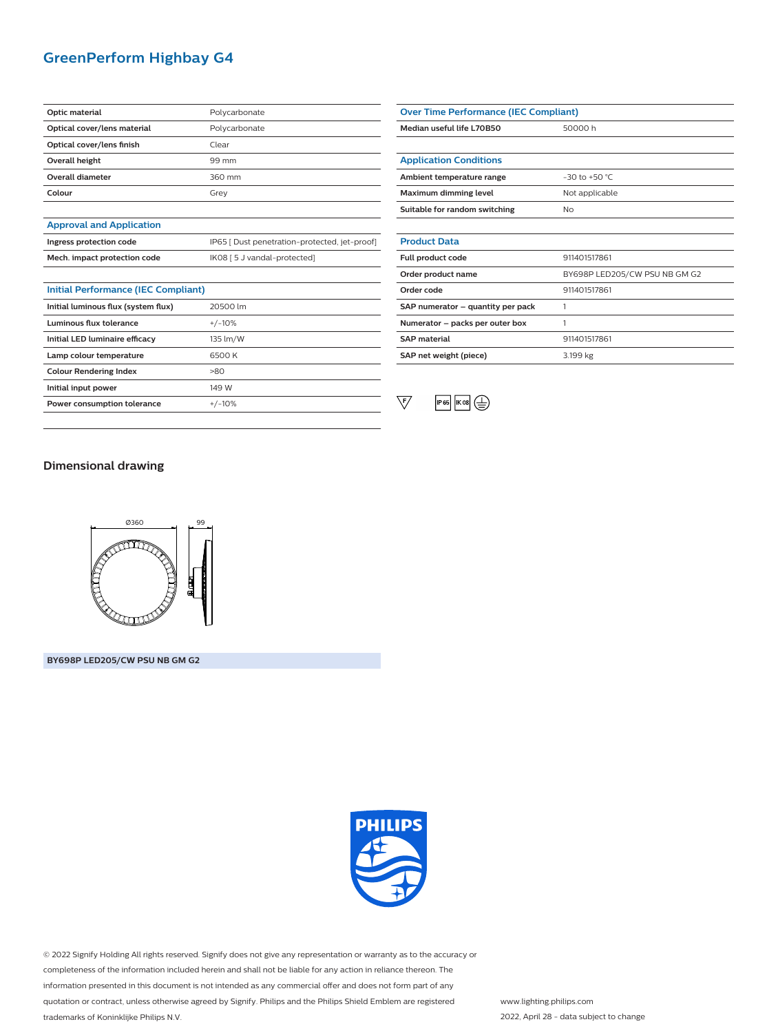## GreenPerform Highbay G4

| | |
|---|---|
| Optic material | Polycarbonate |
| Optical cover/lens material | Polycarbonate |
| Optical cover/lens finish | Clear |
| Overall height | 99 mm |
| Overall diameter | 360 mm |
| Colour | Grey |

### Approval and Application

| | |
|---|---|
| Ingress protection code | IP65 [ Dust penetration-protected, jet-proof] |
| Mech. impact protection code | IK08 [ 5 J vandal-protected] |

### Initial Performance (IEC Compliant)

| | |
|---|---|
| Initial luminous flux (system flux) | 20500 lm |
| Luminous flux tolerance | +/-10% |
| Initial LED luminaire efficacy | 135 lm/W |
| Lamp colour temperature | 6500 K |
| Colour Rendering Index | >80 |
| Initial input power | 149 W |
| Power consumption tolerance | +/-10% |

### Over Time Performance (IEC Compliant)

| | |
|---|---|
| Median useful life L70B50 | 50000 h |

### Application Conditions

| | |
|---|---|
| Ambient temperature range | -30 to +50 °C |
| Maximum dimming level | Not applicable |
| Suitable for random switching | No |

### Product Data

| | |
|---|---|
| Full product code | 911401517861 |
| Order product name | BY698P LED205/CW PSU NB GM G2 |
| Order code | 911401517861 |
| SAP numerator – quantity per pack | 1 |
| Numerator – packs per outer box | 1 |
| SAP material | 911401517861 |
| SAP net weight (piece) | 3.199 kg |

F IP65 IK08

## Dimensional drawing

Ø360

99

BY698P LED205/CW PSU NB GM G2

© 2022 Signify Holding All rights reserved. Signify does not give any representation or warranty as to the accuracy or completeness of the information included herein and shall not be liable for any action in reliance thereon. The information presented in this document is not intended as any commercial offer and does not form part of any quotation or contract, unless otherwise agreed by Signify. Philips and the Philips Shield Emblem are registered trademarks of Koninklijke Philips N.V.

www.lighting.philips.com

2022, April 28 - data subject to change